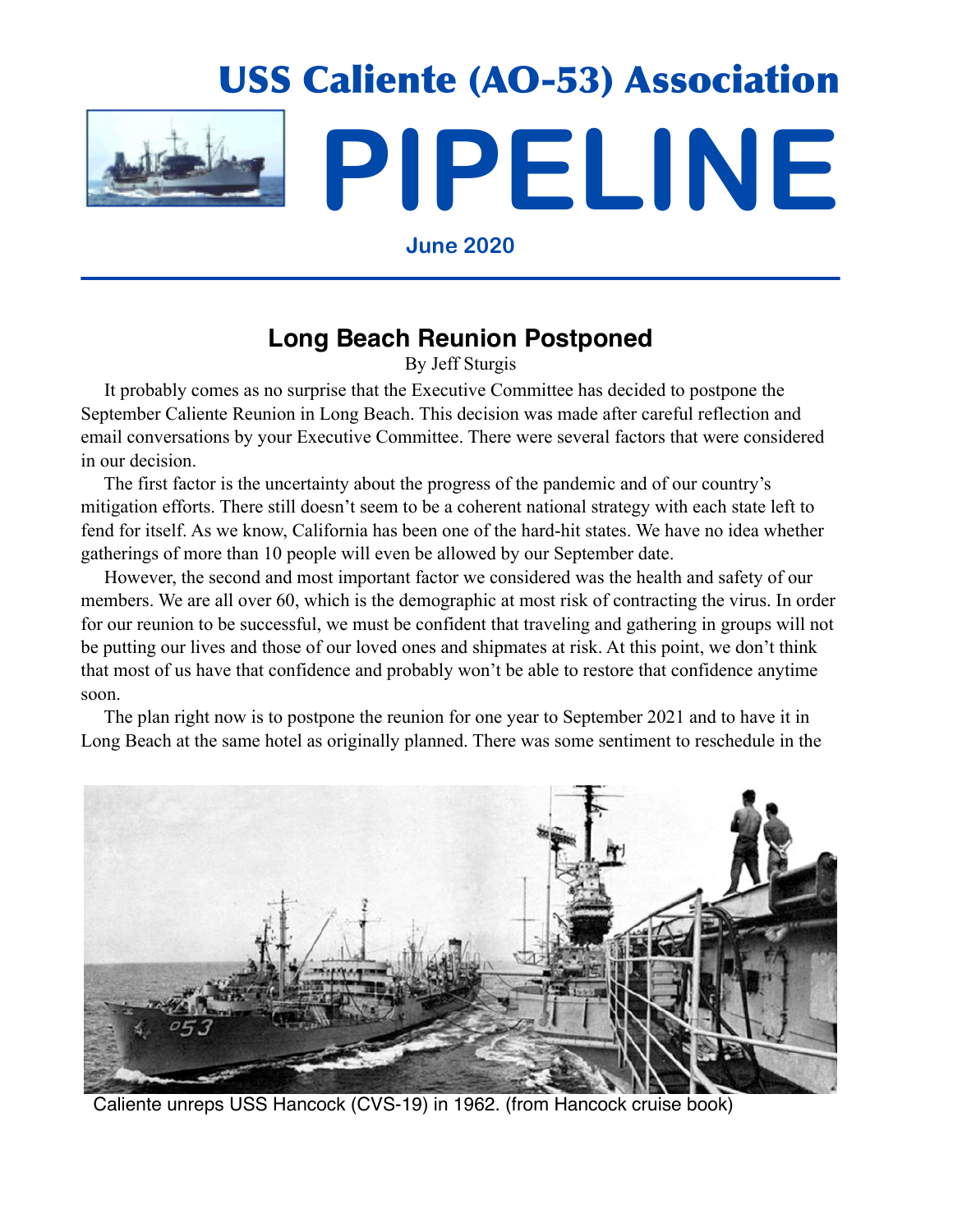# USS Caliente (AO-53) Association

# PIPELINE

**June 2020**

## Long Beach Reunion Postponed

By Jeff Sturgis

It probably comes as no surprise that the Executive Committee has decided to postpone the September Caliente Reunion in Long Beach. This decision was made after careful reflection and email conversations by your Executive Committee. There were several factors that were considered in our decision.

The first factor is the uncertainty about the progress of the pandemic and of our country's mitigation efforts. There still doesn't seem to be a coherent national strategy with each state left to fend for itself. As we know, California has been one of the hard-hit states. We have no idea whether gatherings of more than 10 people will even be allowed by our September date.

However, the second and most important factor we considered was the health and safety of our members. We are all over 60, which is the demographic at most risk of contracting the virus. In order for our reunion to be successful, we must be confident that traveling and gathering in groups will not be putting our lives and those of our loved ones and shipmates at risk. At this point, we don't think that most of us have that confidence and probably won't be able to restore that confidence anytime soon.

The plan right now is to postpone the reunion for one year to September 2021 and to have it in Long Beach at the same hotel as originally planned. There was some sentiment to reschedule in the

Caliente unreps USS Hancock (CVS-19) in 1962. (from Hancock cruise book)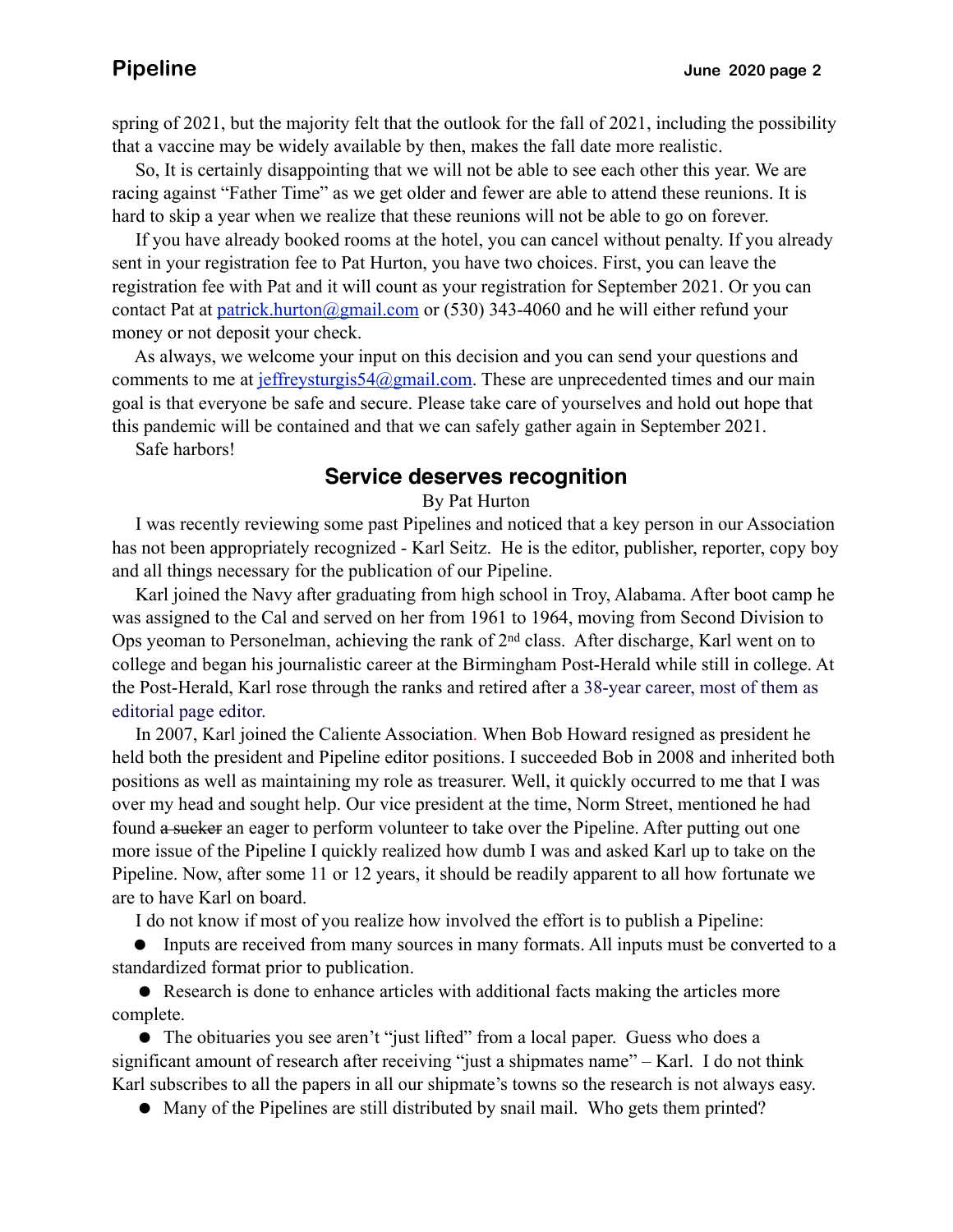spring of 2021, but the majority felt that the outlook for the fall of 2021, including the possibility that a vaccine may be widely available by then, makes the fall date more realistic.

So, It is certainly disappointing that we will not be able to see each other this year. We are racing against "Father Time" as we get older and fewer are able to attend these reunions. It is hard to skip a year when we realize that these reunions will not be able to go on forever.

If you have already booked rooms at the hotel, you can cancel without penalty. If you already sent in your registration fee to Pat Hurton, you have two choices. First, you can leave the registration fee with Pat and it will count as your registration for September 2021. Or you can contact Pat at patrick.hurton@gmail.com or (530) 343-4060 and he will either refund your money or not deposit your check.

As always, we welcome your input on this decision and you can send your questions and comments to me at jeffreysturgis54@gmail.com. These are unprecedented times and our main goal is that everyone be safe and secure. Please take care of yourselves and hold out hope that this pandemic will be contained and that we can safely gather again in September 2021.

Safe harbors!

## Service deserves recognition

By Pat Hurton

I was recently reviewing some past Pipelines and noticed that a key person in our Association has not been appropriately recognized - Karl Seitz. He is the editor, publisher, reporter, copy boy and all things necessary for the publication of our Pipeline.

Karl joined the Navy after graduating from high school in Troy, Alabama. After boot camp he was assigned to the Cal and served on her from 1961 to 1964, moving from Second Division to Ops yeoman to Personelman, achieving the rank of 2nd class. After discharge, Karl went on to college and began his journalistic career at the Birmingham Post-Herald while still in college. At the Post-Herald, Karl rose through the ranks and retired after a 38-year career, most of them as editorial page editor.

In 2007, Karl joined the Caliente Association. When Bob Howard resigned as president he held both the president and Pipeline editor positions. I succeeded Bob in 2008 and inherited both positions as well as maintaining my role as treasurer. Well, it quickly occurred to me that I was over my head and sought help. Our vice president at the time, Norm Street, mentioned he had found ~~a sucker~~ an eager to perform volunteer to take over the Pipeline. After putting out one more issue of the Pipeline I quickly realized how dumb I was and asked Karl up to take on the Pipeline. Now, after some 11 or 12 years, it should be readily apparent to all how fortunate we are to have Karl on board.

I do not know if most of you realize how involved the effort is to publish a Pipeline:

- Inputs are received from many sources in many formats. All inputs must be converted to a standardized format prior to publication.
- Research is done to enhance articles with additional facts making the articles more complete.
- The obituaries you see aren't "just lifted" from a local paper. Guess who does a significant amount of research after receiving "just a shipmates name" – Karl. I do not think Karl subscribes to all the papers in all our shipmate's towns so the research is not always easy.
- Many of the Pipelines are still distributed by snail mail. Who gets them printed?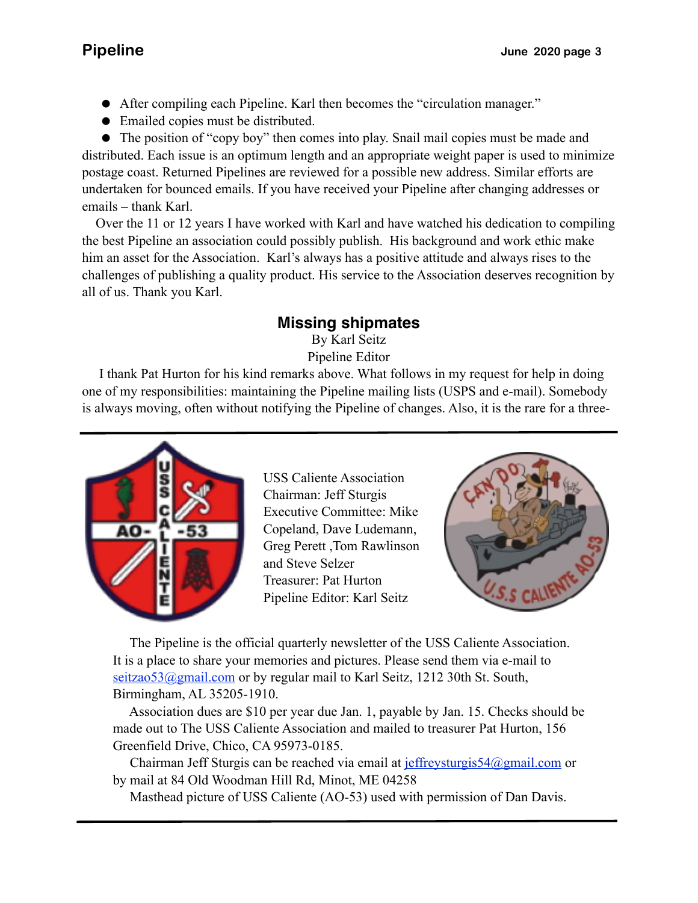- After compiling each Pipeline. Karl then becomes the "circulation manager."
- Emailed copies must be distributed.
- The position of "copy boy" then comes into play. Snail mail copies must be made and distributed. Each issue is an optimum length and an appropriate weight paper is used to minimize postage coast. Returned Pipelines are reviewed for a possible new address. Similar efforts are undertaken for bounced emails. If you have received your Pipeline after changing addresses or emails – thank Karl.

Over the 11 or 12 years I have worked with Karl and have watched his dedication to compiling the best Pipeline an association could possibly publish. His background and work ethic make him an asset for the Association. Karl's always has a positive attitude and always rises to the challenges of publishing a quality product. His service to the Association deserves recognition by all of us. Thank you Karl.

## Missing shipmates

By Karl Seitz
Pipeline Editor

I thank Pat Hurton for his kind remarks above. What follows in my request for help in doing one of my responsibilities: maintaining the Pipeline mailing lists (USPS and e-mail). Somebody is always moving, often without notifying the Pipeline of changes. Also, it is the rare for a three-

---

USS Caliente Association
Chairman: Jeff Sturgis
Executive Committee: Mike Copeland, Dave Ludemann, Greg Perett ,Tom Rawlinson and Steve Selzer
Treasurer: Pat Hurton
Pipeline Editor: Karl Seitz

The Pipeline is the official quarterly newsletter of the USS Caliente Association. It is a place to share your memories and pictures. Please send them via e-mail to seitzao53@gmail.com or by regular mail to Karl Seitz, 1212 30th St. South, Birmingham, AL 35205-1910.

Association dues are $10 per year due Jan. 1, payable by Jan. 15. Checks should be made out to The USS Caliente Association and mailed to treasurer Pat Hurton, 156 Greenfield Drive, Chico, CA 95973-0185.

Chairman Jeff Sturgis can be reached via email at jeffreysturgis54@gmail.com or by mail at 84 Old Woodman Hill Rd, Minot, ME 04258

Masthead picture of USS Caliente (AO-53) used with permission of Dan Davis.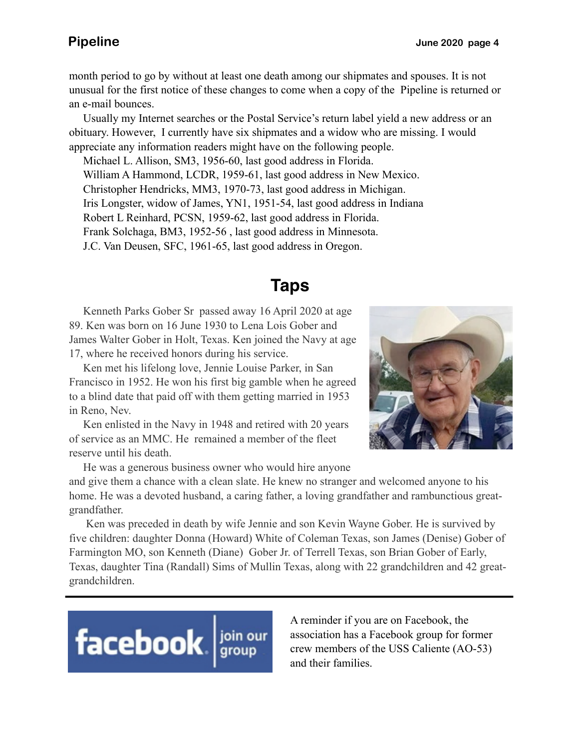month period to go by without at least one death among our shipmates and spouses. It is not unusual for the first notice of these changes to come when a copy of the Pipeline is returned or an e-mail bounces.

Usually my Internet searches or the Postal Service's return label yield a new address or an obituary. However, I currently have six shipmates and a widow who are missing. I would appreciate any information readers might have on the following people.

Michael L. Allison, SM3, 1956-60, last good address in Florida.
William A Hammond, LCDR, 1959-61, last good address in New Mexico.
Christopher Hendricks, MM3, 1970-73, last good address in Michigan.
Iris Longster, widow of James, YN1, 1951-54, last good address in Indiana
Robert L Reinhard, PCSN, 1959-62, last good address in Florida.
Frank Solchaga, BM3, 1952-56 , last good address in Minnesota.
J.C. Van Deusen, SFC, 1961-65, last good address in Oregon.

## Taps

Kenneth Parks Gober Sr passed away 16 April 2020 at age 89. Ken was born on 16 June 1930 to Lena Lois Gober and James Walter Gober in Holt, Texas. Ken joined the Navy at age 17, where he received honors during his service.

Ken met his lifelong love, Jennie Louise Parker, in San Francisco in 1952. He won his first big gamble when he agreed to a blind date that paid off with them getting married in 1953 in Reno, Nev.

Ken enlisted in the Navy in 1948 and retired with 20 years of service as an MMC. He remained a member of the fleet reserve until his death.

He was a generous business owner who would hire anyone and give them a chance with a clean slate. He knew no stranger and welcomed anyone to his home. He was a devoted husband, a caring father, a loving grandfather and rambunctious great-grandfather.

Ken was preceded in death by wife Jennie and son Kevin Wayne Gober. He is survived by five children: daughter Donna (Howard) White of Coleman Texas, son James (Denise) Gober of Farmington MO, son Kenneth (Diane) Gober Jr. of Terrell Texas, son Brian Gober of Early, Texas, daughter Tina (Randall) Sims of Mullin Texas, along with 22 grandchildren and 42 great-grandchildren.

---

facebook | join our group

A reminder if you are on Facebook, the association has a Facebook group for former crew members of the USS Caliente (AO-53) and their families.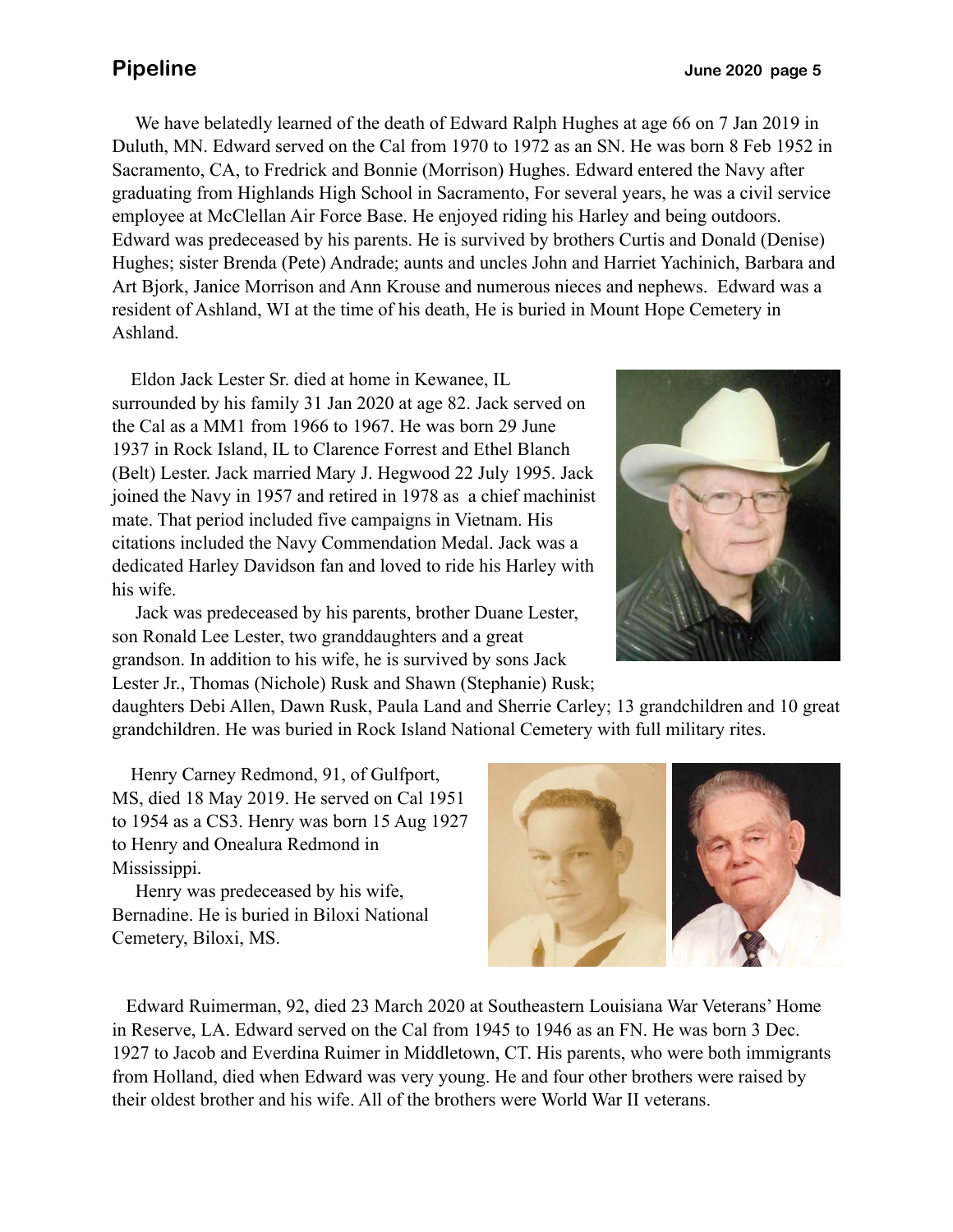We have belatedly learned of the death of Edward Ralph Hughes at age 66 on 7 Jan 2019 in Duluth, MN. Edward served on the Cal from 1970 to 1972 as an SN. He was born 8 Feb 1952 in Sacramento, CA, to Fredrick and Bonnie (Morrison) Hughes. Edward entered the Navy after graduating from Highlands High School in Sacramento, For several years, he was a civil service employee at McClellan Air Force Base. He enjoyed riding his Harley and being outdoors. Edward was predeceased by his parents. He is survived by brothers Curtis and Donald (Denise) Hughes; sister Brenda (Pete) Andrade; aunts and uncles John and Harriet Yachinich, Barbara and Art Bjork, Janice Morrison and Ann Krouse and numerous nieces and nephews. Edward was a resident of Ashland, WI at the time of his death, He is buried in Mount Hope Cemetery in Ashland.

Eldon Jack Lester Sr. died at home in Kewanee, IL surrounded by his family 31 Jan 2020 at age 82. Jack served on the Cal as a MM1 from 1966 to 1967. He was born 29 June 1937 in Rock Island, IL to Clarence Forrest and Ethel Blanch (Belt) Lester. Jack married Mary J. Hegwood 22 July 1995. Jack joined the Navy in 1957 and retired in 1978 as a chief machinist mate. That period included five campaigns in Vietnam. His citations included the Navy Commendation Medal. Jack was a dedicated Harley Davidson fan and loved to ride his Harley with his wife.

Jack was predeceased by his parents, brother Duane Lester, son Ronald Lee Lester, two granddaughters and a great grandson. In addition to his wife, he is survived by sons Jack Lester Jr., Thomas (Nichole) Rusk and Shawn (Stephanie) Rusk; daughters Debi Allen, Dawn Rusk, Paula Land and Sherrie Carley; 13 grandchildren and 10 great grandchildren. He was buried in Rock Island National Cemetery with full military rites.

Henry Carney Redmond, 91, of Gulfport, MS, died 18 May 2019. He served on Cal 1951 to 1954 as a CS3. Henry was born 15 Aug 1927 to Henry and Onealura Redmond in Mississippi.

Henry was predeceased by his wife, Bernadine. He is buried in Biloxi National Cemetery, Biloxi, MS.

Edward Ruimerman, 92, died 23 March 2020 at Southeastern Louisiana War Veterans' Home in Reserve, LA. Edward served on the Cal from 1945 to 1946 as an FN. He was born 3 Dec. 1927 to Jacob and Everdina Ruimer in Middletown, CT. His parents, who were both immigrants from Holland, died when Edward was very young. He and four other brothers were raised by their oldest brother and his wife. All of the brothers were World War II veterans.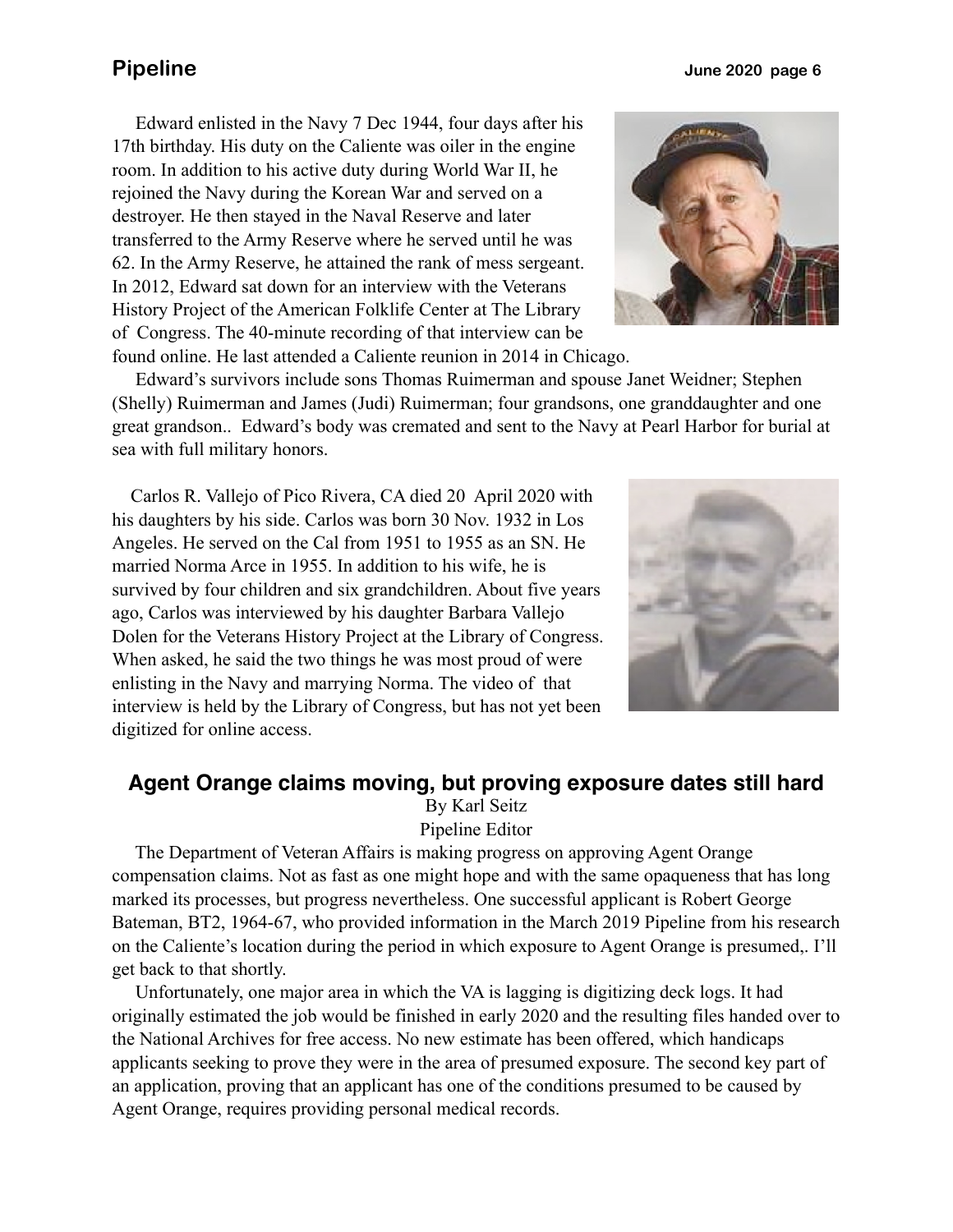Edward enlisted in the Navy 7 Dec 1944, four days after his 17th birthday. His duty on the Caliente was oiler in the engine room. In addition to his active duty during World War II, he rejoined the Navy during the Korean War and served on a destroyer. He then stayed in the Naval Reserve and later transferred to the Army Reserve where he served until he was 62. In the Army Reserve, he attained the rank of mess sergeant. In 2012, Edward sat down for an interview with the Veterans History Project of the American Folklife Center at The Library of Congress. The 40-minute recording of that interview can be found online. He last attended a Caliente reunion in 2014 in Chicago.

Edward's survivors include sons Thomas Ruimerman and spouse Janet Weidner; Stephen (Shelly) Ruimerman and James (Judi) Ruimerman; four grandsons, one granddaughter and one great grandson.. Edward's body was cremated and sent to the Navy at Pearl Harbor for burial at sea with full military honors.

Carlos R. Vallejo of Pico Rivera, CA died 20 April 2020 with his daughters by his side. Carlos was born 30 Nov. 1932 in Los Angeles. He served on the Cal from 1951 to 1955 as an SN. He married Norma Arce in 1955. In addition to his wife, he is survived by four children and six grandchildren. About five years ago, Carlos was interviewed by his daughter Barbara Vallejo Dolen for the Veterans History Project at the Library of Congress. When asked, he said the two things he was most proud of were enlisting in the Navy and marrying Norma. The video of that interview is held by the Library of Congress, but has not yet been digitized for online access.

## Agent Orange claims moving, but proving exposure dates still hard

By Karl Seitz
Pipeline Editor

The Department of Veteran Affairs is making progress on approving Agent Orange compensation claims. Not as fast as one might hope and with the same opaqueness that has long marked its processes, but progress nevertheless. One successful applicant is Robert George Bateman, BT2, 1964-67, who provided information in the March 2019 Pipeline from his research on the Caliente's location during the period in which exposure to Agent Orange is presumed,. I'll get back to that shortly.

Unfortunately, one major area in which the VA is lagging is digitizing deck logs. It had originally estimated the job would be finished in early 2020 and the resulting files handed over to the National Archives for free access. No new estimate has been offered, which handicaps applicants seeking to prove they were in the area of presumed exposure. The second key part of an application, proving that an applicant has one of the conditions presumed to be caused by Agent Orange, requires providing personal medical records.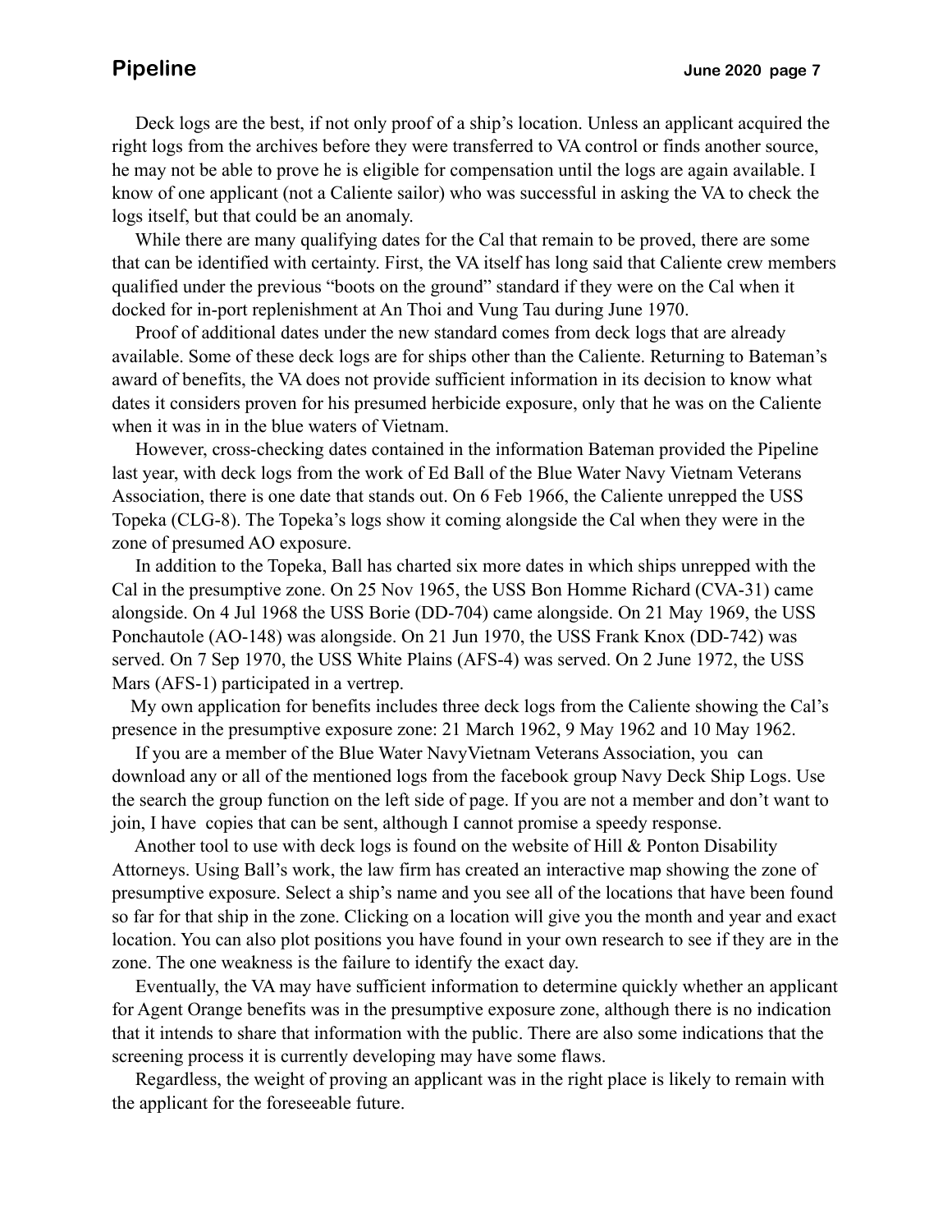Deck logs are the best, if not only proof of a ship's location. Unless an applicant acquired the right logs from the archives before they were transferred to VA control or finds another source, he may not be able to prove he is eligible for compensation until the logs are again available. I know of one applicant (not a Caliente sailor) who was successful in asking the VA to check the logs itself, but that could be an anomaly.

While there are many qualifying dates for the Cal that remain to be proved, there are some that can be identified with certainty. First, the VA itself has long said that Caliente crew members qualified under the previous "boots on the ground" standard if they were on the Cal when it docked for in-port replenishment at An Thoi and Vung Tau during June 1970.

Proof of additional dates under the new standard comes from deck logs that are already available. Some of these deck logs are for ships other than the Caliente. Returning to Bateman's award of benefits, the VA does not provide sufficient information in its decision to know what dates it considers proven for his presumed herbicide exposure, only that he was on the Caliente when it was in in the blue waters of Vietnam.

However, cross-checking dates contained in the information Bateman provided the Pipeline last year, with deck logs from the work of Ed Ball of the Blue Water Navy Vietnam Veterans Association, there is one date that stands out. On 6 Feb 1966, the Caliente unrepped the USS Topeka (CLG-8). The Topeka's logs show it coming alongside the Cal when they were in the zone of presumed AO exposure.

In addition to the Topeka, Ball has charted six more dates in which ships unrepped with the Cal in the presumptive zone. On 25 Nov 1965, the USS Bon Homme Richard (CVA-31) came alongside. On 4 Jul 1968 the USS Borie (DD-704) came alongside. On 21 May 1969, the USS Ponchautole (AO-148) was alongside. On 21 Jun 1970, the USS Frank Knox (DD-742) was served. On 7 Sep 1970, the USS White Plains (AFS-4) was served. On 2 June 1972, the USS Mars (AFS-1) participated in a vertrep.

My own application for benefits includes three deck logs from the Caliente showing the Cal's presence in the presumptive exposure zone: 21 March 1962, 9 May 1962 and 10 May 1962.

If you are a member of the Blue Water NavyVietnam Veterans Association, you can download any or all of the mentioned logs from the facebook group Navy Deck Ship Logs. Use the search the group function on the left side of page. If you are not a member and don't want to join, I have copies that can be sent, although I cannot promise a speedy response.

Another tool to use with deck logs is found on the website of Hill & Ponton Disability Attorneys. Using Ball's work, the law firm has created an interactive map showing the zone of presumptive exposure. Select a ship's name and you see all of the locations that have been found so far for that ship in the zone. Clicking on a location will give you the month and year and exact location. You can also plot positions you have found in your own research to see if they are in the zone. The one weakness is the failure to identify the exact day.

Eventually, the VA may have sufficient information to determine quickly whether an applicant for Agent Orange benefits was in the presumptive exposure zone, although there is no indication that it intends to share that information with the public. There are also some indications that the screening process it is currently developing may have some flaws.

Regardless, the weight of proving an applicant was in the right place is likely to remain with the applicant for the foreseeable future.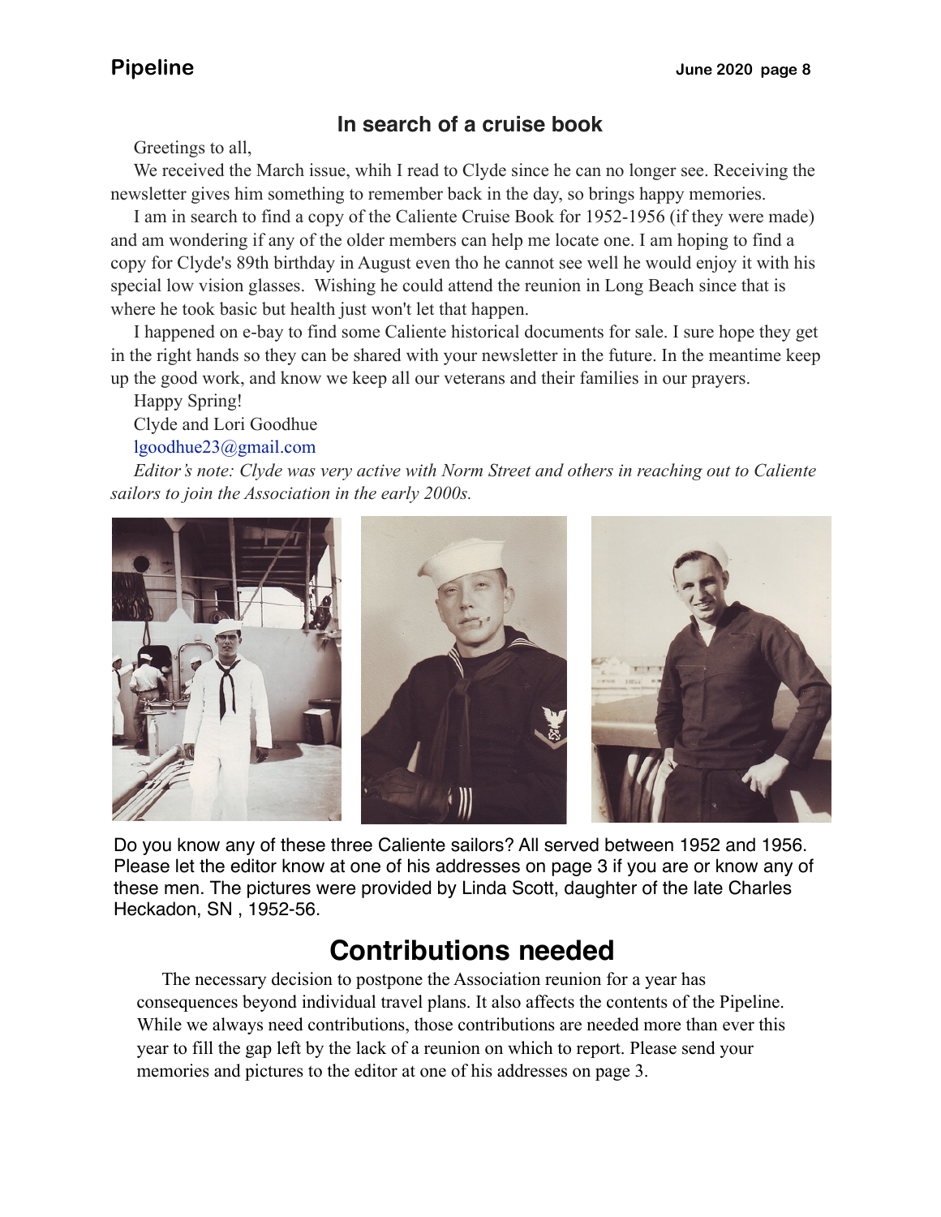## In search of a cruise book

Greetings to all,

We received the March issue, whih I read to Clyde since he can no longer see. Receiving the newsletter gives him something to remember back in the day, so brings happy memories.

I am in search to find a copy of the Caliente Cruise Book for 1952-1956 (if they were made) and am wondering if any of the older members can help me locate one. I am hoping to find a copy for Clyde's 89th birthday in August even tho he cannot see well he would enjoy it with his special low vision glasses. Wishing he could attend the reunion in Long Beach since that is where he took basic but health just won't let that happen.

I happened on e-bay to find some Caliente historical documents for sale. I sure hope they get in the right hands so they can be shared with your newsletter in the future. In the meantime keep up the good work, and know we keep all our veterans and their families in our prayers.

Happy Spring!

Clyde and Lori Goodhue

lgoodhue23@gmail.com

*Editor's note: Clyde was very active with Norm Street and others in reaching out to Caliente sailors to join the Association in the early 2000s.*

Do you know any of these three Caliente sailors? All served between 1952 and 1956. Please let the editor know at one of his addresses on page 3 if you are or know any of these men. The pictures were provided by Linda Scott, daughter of the late Charles Heckadon, SN , 1952-56.

# Contributions needed

The necessary decision to postpone the Association reunion for a year has consequences beyond individual travel plans. It also affects the contents of the Pipeline. While we always need contributions, those contributions are needed more than ever this year to fill the gap left by the lack of a reunion on which to report. Please send your memories and pictures to the editor at one of his addresses on page 3.